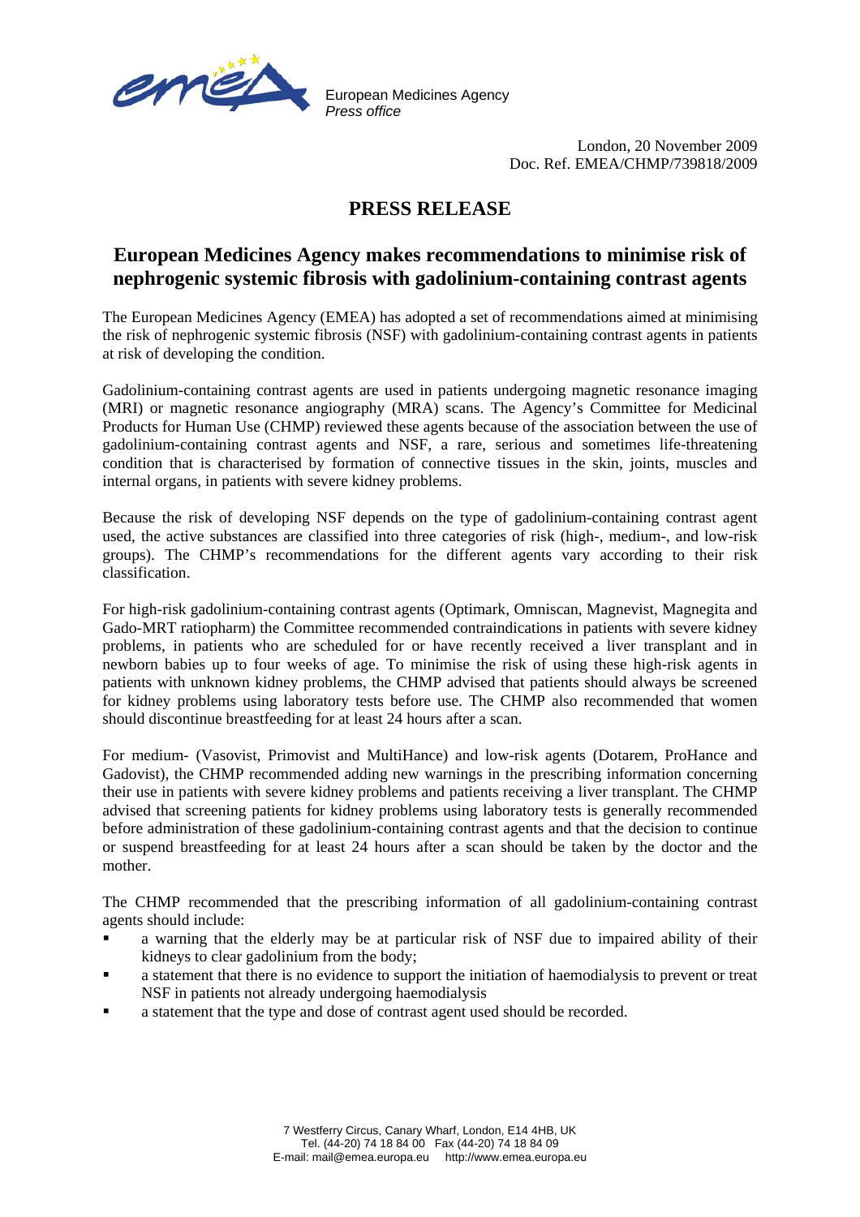European Medicines Agency
*Press office*

London, 20 November 2009
Doc. Ref. EMEA/CHMP/739818/2009

# PRESS RELEASE

## European Medicines Agency makes recommendations to minimise risk of nephrogenic systemic fibrosis with gadolinium-containing contrast agents

The European Medicines Agency (EMEA) has adopted a set of recommendations aimed at minimising the risk of nephrogenic systemic fibrosis (NSF) with gadolinium-containing contrast agents in patients at risk of developing the condition.

Gadolinium-containing contrast agents are used in patients undergoing magnetic resonance imaging (MRI) or magnetic resonance angiography (MRA) scans. The Agency's Committee for Medicinal Products for Human Use (CHMP) reviewed these agents because of the association between the use of gadolinium-containing contrast agents and NSF, a rare, serious and sometimes life-threatening condition that is characterised by formation of connective tissues in the skin, joints, muscles and internal organs, in patients with severe kidney problems.

Because the risk of developing NSF depends on the type of gadolinium-containing contrast agent used, the active substances are classified into three categories of risk (high-, medium-, and low-risk groups). The CHMP's recommendations for the different agents vary according to their risk classification.

For high-risk gadolinium-containing contrast agents (Optimark, Omniscan, Magnevist, Magnegita and Gado-MRT ratiopharm) the Committee recommended contraindications in patients with severe kidney problems, in patients who are scheduled for or have recently received a liver transplant and in newborn babies up to four weeks of age. To minimise the risk of using these high-risk agents in patients with unknown kidney problems, the CHMP advised that patients should always be screened for kidney problems using laboratory tests before use. The CHMP also recommended that women should discontinue breastfeeding for at least 24 hours after a scan.

For medium- (Vasovist, Primovist and MultiHance) and low-risk agents (Dotarem, ProHance and Gadovist), the CHMP recommended adding new warnings in the prescribing information concerning their use in patients with severe kidney problems and patients receiving a liver transplant. The CHMP advised that screening patients for kidney problems using laboratory tests is generally recommended before administration of these gadolinium-containing contrast agents and that the decision to continue or suspend breastfeeding for at least 24 hours after a scan should be taken by the doctor and the mother.

The CHMP recommended that the prescribing information of all gadolinium-containing contrast agents should include:

- a warning that the elderly may be at particular risk of NSF due to impaired ability of their kidneys to clear gadolinium from the body;
- a statement that there is no evidence to support the initiation of haemodialysis to prevent or treat NSF in patients not already undergoing haemodialysis
- a statement that the type and dose of contrast agent used should be recorded.

7 Westferry Circus, Canary Wharf, London, E14 4HB, UK
Tel. (44-20) 74 18 84 00 Fax (44-20) 74 18 84 09
E-mail: mail@emea.europa.eu http://www.emea.europa.eu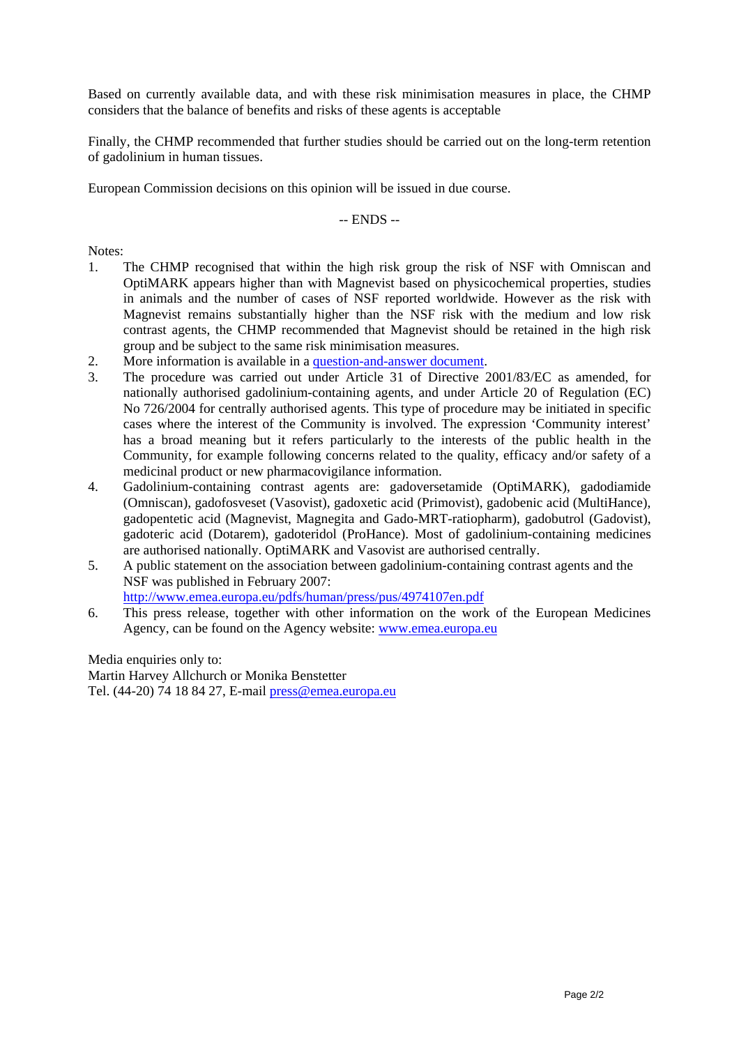Based on currently available data, and with these risk minimisation measures in place, the CHMP considers that the balance of benefits and risks of these agents is acceptable

Finally, the CHMP recommended that further studies should be carried out on the long-term retention of gadolinium in human tissues.

European Commission decisions on this opinion will be issued in due course.

-- ENDS --

Notes:

1. The CHMP recognised that within the high risk group the risk of NSF with Omniscan and OptiMARK appears higher than with Magnevist based on physicochemical properties, studies in animals and the number of cases of NSF reported worldwide. However as the risk with Magnevist remains substantially higher than the NSF risk with the medium and low risk contrast agents, the CHMP recommended that Magnevist should be retained in the high risk group and be subject to the same risk minimisation measures.
2. More information is available in a question-and-answer document.
3. The procedure was carried out under Article 31 of Directive 2001/83/EC as amended, for nationally authorised gadolinium-containing agents, and under Article 20 of Regulation (EC) No 726/2004 for centrally authorised agents. This type of procedure may be initiated in specific cases where the interest of the Community is involved. The expression 'Community interest' has a broad meaning but it refers particularly to the interests of the public health in the Community, for example following concerns related to the quality, efficacy and/or safety of a medicinal product or new pharmacovigilance information.
4. Gadolinium-containing contrast agents are: gadoversetamide (OptiMARK), gadodiamide (Omniscan), gadofosveset (Vasovist), gadoxetic acid (Primovist), gadobenic acid (MultiHance), gadopentetic acid (Magnevist, Magnegita and Gado-MRT-ratiopharm), gadobutrol (Gadovist), gadoteric acid (Dotarem), gadoteridol (ProHance). Most of gadolinium-containing medicines are authorised nationally. OptiMARK and Vasovist are authorised centrally.
5. A public statement on the association between gadolinium-containing contrast agents and the NSF was published in February 2007: http://www.emea.europa.eu/pdfs/human/press/pus/4974107en.pdf
6. This press release, together with other information on the work of the European Medicines Agency, can be found on the Agency website: www.emea.europa.eu

Media enquiries only to:
Martin Harvey Allchurch or Monika Benstetter
Tel. (44-20) 74 18 84 27, E-mail press@emea.europa.eu